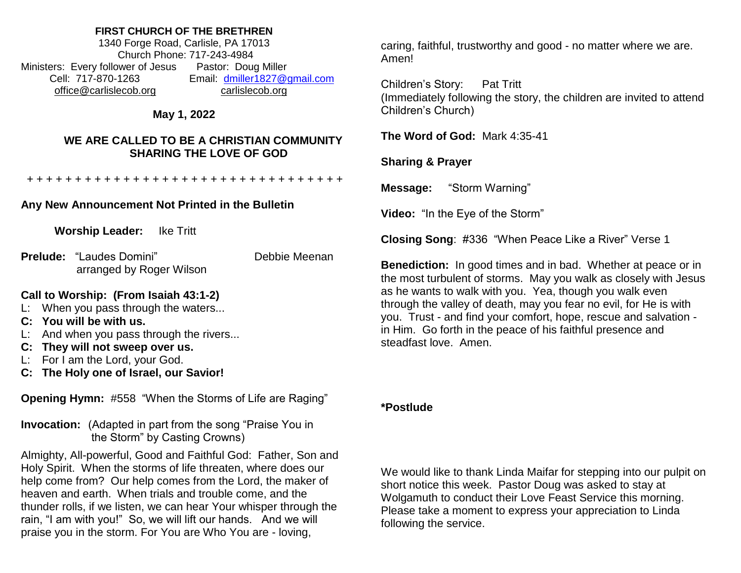**FIRST CHURCH OF THE BRETHREN**

1340 Forge Road, Carlisle, PA 17013

Church Phone: 717-243-4984

Ministers: Every follower of Jesus    Pastor: Doug Miller

Cell: 717-870-1263    Email: dmiller1827@gmail.com

office@carlislecob.org    carlislecob.org

**May 1, 2022**

**WE ARE CALLED TO BE A CHRISTIAN COMMUNITY SHARING THE LOVE OF GOD**

+ + + + + + + + + + + + + + + + + + + + + + + + + + + + + + + + + +

**Any New Announcement Not Printed in the Bulletin**

**Worship Leader:** Ike Tritt

**Prelude:** "Laudes Domini" arranged by Roger Wilson    Debbie Meenan

**Call to Worship: (From Isaiah 43:1-2)**

L: When you pass through the waters...

**C: You will be with us.**

L: And when you pass through the rivers...

**C: They will not sweep over us.**

L: For I am the Lord, your God.

**C: The Holy one of Israel, our Savior!**

**Opening Hymn:** #558 "When the Storms of Life are Raging"

**Invocation:** (Adapted in part from the song "Praise You in the Storm" by Casting Crowns)

Almighty, All-powerful, Good and Faithful God: Father, Son and Holy Spirit. When the storms of life threaten, where does our help come from? Our help comes from the Lord, the maker of heaven and earth. When trials and trouble come, and the thunder rolls, if we listen, we can hear Your whisper through the rain, "I am with you!" So, we will lift our hands. And we will praise you in the storm. For You are Who You are - loving, caring, faithful, trustworthy and good - no matter where we are. Amen!

Children's Story: Pat Tritt
(Immediately following the story, the children are invited to attend Children's Church)

**The Word of God:** Mark 4:35-41

**Sharing & Prayer**

**Message:** "Storm Warning"

**Video:** "In the Eye of the Storm"

**Closing Song**: #336 "When Peace Like a River" Verse 1

**Benediction:** In good times and in bad. Whether at peace or in the most turbulent of storms. May you walk as closely with Jesus as he wants to walk with you. Yea, though you walk even through the valley of death, may you fear no evil, for He is with you. Trust - and find your comfort, hope, rescue and salvation - in Him. Go forth in the peace of his faithful presence and steadfast love. Amen.

**\*Postlude**

We would like to thank Linda Maifar for stepping into our pulpit on short notice this week. Pastor Doug was asked to stay at Wolgamuth to conduct their Love Feast Service this morning. Please take a moment to express your appreciation to Linda following the service.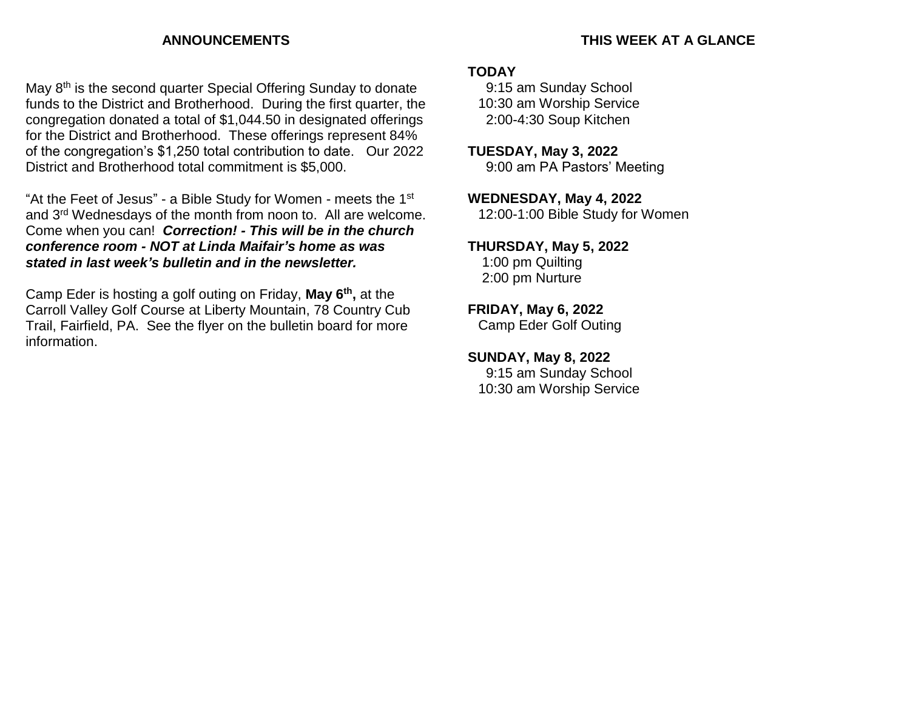## ANNOUNCEMENTS

May 8th is the second quarter Special Offering Sunday to donate funds to the District and Brotherhood. During the first quarter, the congregation donated a total of $1,044.50 in designated offerings for the District and Brotherhood. These offerings represent 84% of the congregation's $1,250 total contribution to date. Our 2022 District and Brotherhood total commitment is $5,000.

"At the Feet of Jesus" - a Bible Study for Women - meets the 1st and 3rd Wednesdays of the month from noon to. All are welcome. Come when you can! ***Correction! - This will be in the church conference room - NOT at Linda Maifair's home as was stated in last week's bulletin and in the newsletter.***

Camp Eder is hosting a golf outing on Friday, **May 6th,** at the Carroll Valley Golf Course at Liberty Mountain, 78 Country Cub Trail, Fairfield, PA. See the flyer on the bulletin board for more information.

## THIS WEEK AT A GLANCE

**TODAY**
9:15 am Sunday School
10:30 am Worship Service
2:00-4:30 Soup Kitchen

**TUESDAY, May 3, 2022**
9:00 am PA Pastors' Meeting

**WEDNESDAY, May 4, 2022**
12:00-1:00 Bible Study for Women

**THURSDAY, May 5, 2022**
1:00 pm Quilting
2:00 pm Nurture

**FRIDAY, May 6, 2022**
Camp Eder Golf Outing

**SUNDAY, May 8, 2022**
9:15 am Sunday School
10:30 am Worship Service